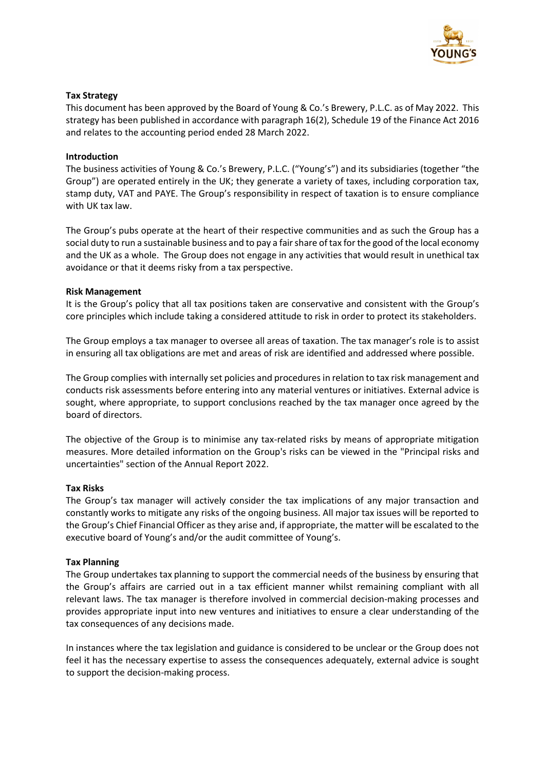## Tax Strategy

This document has been approved by the Board of Young & Co.'s Brewery, P.L.C. as of May 2022. This strategy has been published in accordance with paragraph 16(2), Schedule 19 of the Finance Act 2016 and relates to the accounting period ended 28 March 2022.

## Introduction

The business activities of Young & Co.'s Brewery, P.L.C. ("Young's") and its subsidiaries (together "the Group") are operated entirely in the UK; they generate a variety of taxes, including corporation tax, stamp duty, VAT and PAYE. The Group's responsibility in respect of taxation is to ensure compliance with UK tax law.

The Group's pubs operate at the heart of their respective communities and as such the Group has a social duty to run a sustainable business and to pay a fair share of tax for the good of the local economy and the UK as a whole. The Group does not engage in any activities that would result in unethical tax avoidance or that it deems risky from a tax perspective.

## Risk Management

It is the Group's policy that all tax positions taken are conservative and consistent with the Group's core principles which include taking a considered attitude to risk in order to protect its stakeholders.

The Group employs a tax manager to oversee all areas of taxation. The tax manager's role is to assist in ensuring all tax obligations are met and areas of risk are identified and addressed where possible.

The Group complies with internally set policies and procedures in relation to tax risk management and conducts risk assessments before entering into any material ventures or initiatives. External advice is sought, where appropriate, to support conclusions reached by the tax manager once agreed by the board of directors.

The objective of the Group is to minimise any tax-related risks by means of appropriate mitigation measures. More detailed information on the Group's risks can be viewed in the "Principal risks and uncertainties" section of the Annual Report 2022.

## Tax Risks

The Group's tax manager will actively consider the tax implications of any major transaction and constantly works to mitigate any risks of the ongoing business. All major tax issues will be reported to the Group's Chief Financial Officer as they arise and, if appropriate, the matter will be escalated to the executive board of Young's and/or the audit committee of Young's.

## Tax Planning

The Group undertakes tax planning to support the commercial needs of the business by ensuring that the Group's affairs are carried out in a tax efficient manner whilst remaining compliant with all relevant laws. The tax manager is therefore involved in commercial decision-making processes and provides appropriate input into new ventures and initiatives to ensure a clear understanding of the tax consequences of any decisions made.

In instances where the tax legislation and guidance is considered to be unclear or the Group does not feel it has the necessary expertise to assess the consequences adequately, external advice is sought to support the decision-making process.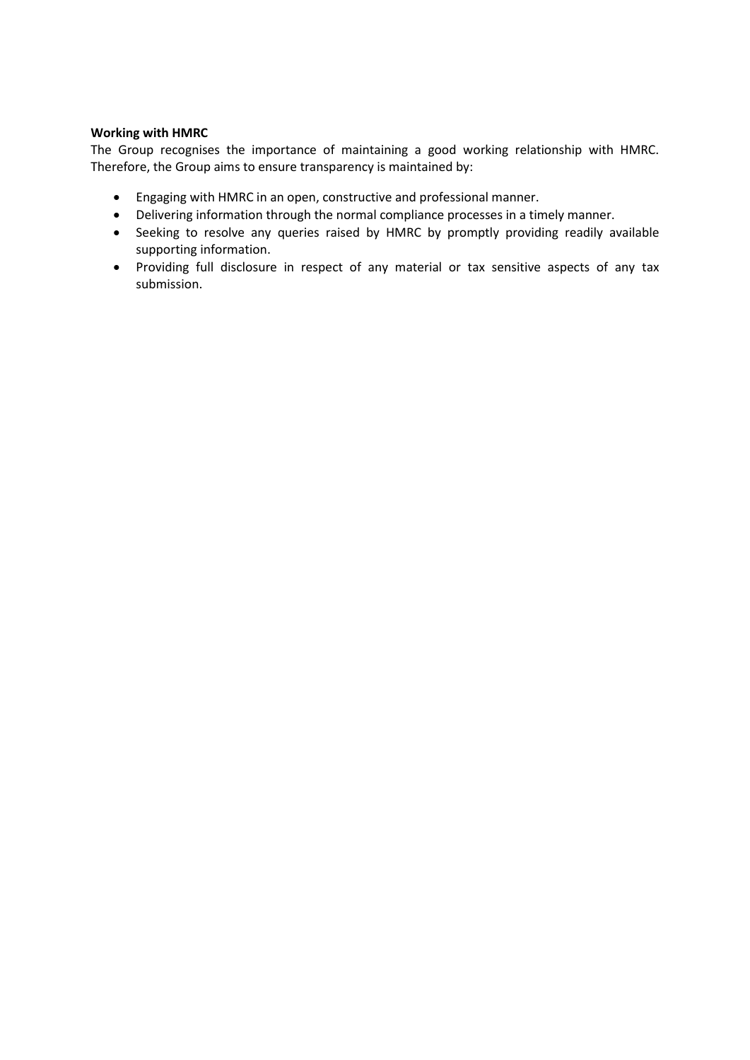**Working with HMRC**

The Group recognises the importance of maintaining a good working relationship with HMRC. Therefore, the Group aims to ensure transparency is maintained by:

- Engaging with HMRC in an open, constructive and professional manner.
- Delivering information through the normal compliance processes in a timely manner.
- Seeking to resolve any queries raised by HMRC by promptly providing readily available supporting information.
- Providing full disclosure in respect of any material or tax sensitive aspects of any tax submission.